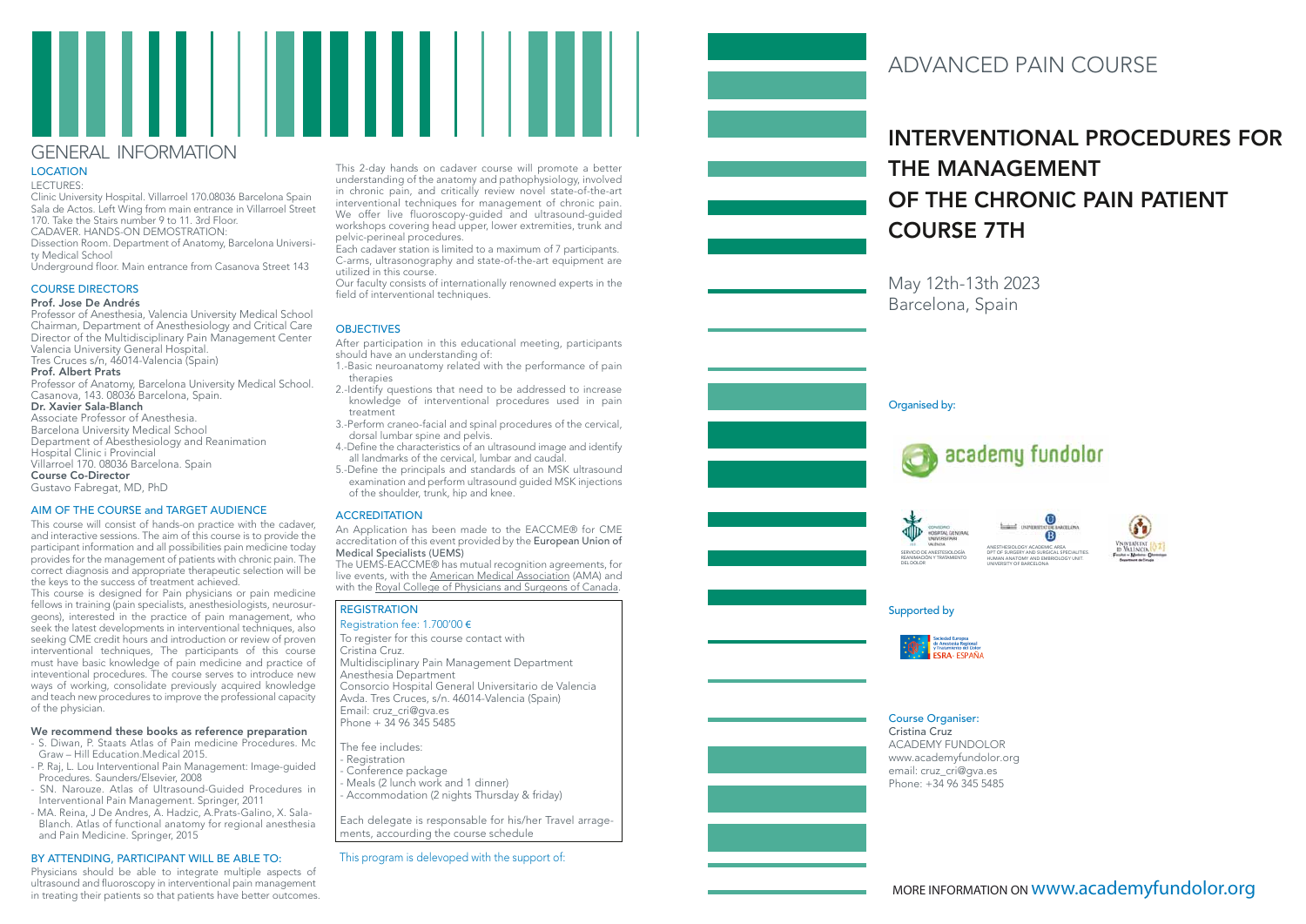# GENERAL INFORMATION

## LOCATION

LECTURES:

Clinic University Hospital. Villarroel 170.08036 Barcelona Spain
Sala de Actos. Left Wing from main entrance in Villarroel Street 170. Take the Stairs number 9 to 11. 3rd Floor.

CADAVER. HANDS-ON DEMOSTRATION:

Dissection Room. Department of Anatomy, Barcelona University Medical School
Underground floor. Main entrance from Casanova Street 143

## COURSE DIRECTORS

**Prof. Jose De Andrés**
Professor of Anesthesia, Valencia University Medical School
Chairman, Department of Anesthesiology and Critical Care
Director of the Multidisciplinary Pain Management Center
Valencia University General Hospital.
Tres Cruces s/n, 46014-Valencia (Spain)

**Prof. Albert Prats**
Professor of Anatomy, Barcelona University Medical School.
Casanova, 143. 08036 Barcelona, Spain.

**Dr. Xavier Sala-Blanch**
Associate Professor of Anesthesia.
Barcelona University Medical School
Department of Abesthesiology and Reanimation
Hospital Clinic i Provincial
Villarroel 170. 08036 Barcelona. Spain

**Course Co-Director**
Gustavo Fabregat, MD, PhD

## AIM OF THE COURSE and TARGET AUDIENCE

This course will consist of hands-on practice with the cadaver, and interactive sessions. The aim of this course is to provide the participant information and all possibilities pain medicine today provides for the management of patients with chronic pain. The correct diagnosis and appropriate therapeutic selection will be the keys to the success of treatment achieved.

This course is designed for Pain physicians or pain medicine fellows in training (pain specialists, anesthesiologists, neurosurgeons), interested in the practice of pain management, who seek the latest developments in interventional techniques, also seeking CME credit hours and introduction or review of proven interventional techniques. The participants of this course must have basic knowledge of pain medicine and practice of inteventional procedures. The course serves to introduce new ways of working, consolidate previously acquired knowledge and teach new procedures to improve the professional capacity of the physician.

**We recommend these books as reference preparation**

- S. Diwan, P. Staats Atlas of Pain medicine Procedures. Mc Graw – Hill Education.Medical 2015.
- P. Raj, L. Lou Interventional Pain Management: Image-guided Procedures. Saunders/Elsevier, 2008
- SN. Narouze. Atlas of Ultrasound-Guided Procedures in Interventional Pain Management. Springer, 2011
- MA. Reina, J De Andres, A. Hadzic, A.Prats-Galino, X. Sala-Blanch. Atlas of functional anatomy for regional anesthesia and Pain Medicine. Springer, 2015

## BY ATTENDING, PARTICIPANT WILL BE ABLE TO:

Physicians should be able to integrate multiple aspects of ultrasound and fluoroscopy in interventional pain management in treating their patients so that patients have better outcomes.

This 2-day hands on cadaver course will promote a better understanding of the anatomy and pathophysiology, involved in chronic pain, and critically review novel state-of-the-art interventional techniques for management of chronic pain. We offer live fluoroscopy-guided and ultrasound-guided workshops covering head upper, lower extremities, trunk and pelvic-perineal procedures.

Each cadaver station is limited to a maximum of 7 participants. C-arms, ultrasonography and state-of-the-art equipment are utilized in this course.

Our faculty consists of internationally renowned experts in the field of interventional techniques.

## OBJECTIVES

After participation in this educational meeting, participants should have an understanding of:

1.-Basic neuroanatomy related with the performance of pain therapies
2.-Identify questions that need to be addressed to increase knowledge of interventional procedures used in pain treatment
3.-Perform craneo-facial and spinal procedures of the cervical, dorsal lumbar spine and pelvis.
4.-Define the characteristics of an ultrasound image and identify all landmarks of the cervical, lumbar and caudal.
5.-Define the principals and standards of an MSK ultrasound examination and perform ultrasound guided MSK injections of the shoulder, trunk, hip and knee.

## ACCREDITATION

An Application has been made to the EACCME® for CME accreditation of this event provided by the **European Union of Medical Specialists (UEMS)**

The UEMS-EACCME® has mutual recognition agreements, for live events, with the American Medical Association (AMA) and with the Royal College of Physicians and Surgeons of Canada.

## REGISTRATION

Registration fee: 1.700'00 €

To register for this course contact with
Cristina Cruz.
Multidisciplinary Pain Management Department
Anesthesia Department
Consorcio Hospital General Universitario de Valencia
Avda. Tres Cruces, s/n. 46014-Valencia (Spain)
Email: cruz_cri@gva.es
Phone + 34 96 345 5485

The fee includes:

- Registration
- Conference package
- Meals (2 lunch work and 1 dinner)
- Accommodation (2 nights Thursday & friday)

Each delegate is responsable for his/her Travel arragements, accourding the course schedule

This program is delevoped with the support of:

ADVANCED PAIN COURSE

# INTERVENTIONAL PROCEDURES FOR THE MANAGEMENT OF THE CHRONIC PAIN PATIENT COURSE 7TH

May 12th-13th 2023
Barcelona, Spain

Organised by:

academy fundolor

CONSORCI HOSPITAL GENERAL UNIVERSITARI VALÈNCIA – SERVICIO DE ANESTESIOLOGÍA REANIMACIÓN Y TRATAMIENTO DEL DOLOR

UNIVERSITAT DE BARCELONA – ANESTHESIOLOGY ACADEMIC AREA, DPT OF SURGERY AND SURGICAL SPECIALTIES, HUMAN ANATOMY AND EMBRIOLOGY UNIT, UNIVERSITY OF BARCELONA

VNIVERSITAT DE VALÈNCIA – Facultat de Medicina i Odontologia, Departament de Cirurgia

Supported by

Sociedad Europea de Anestesia Regional y Tratamiento del Dolor – ESRA-ESPAÑA

Course Organiser:
Cristina Cruz
ACADEMY FUNDOLOR
www.academyfundolor.org
email: cruz_cri@gva.es
Phone: +34 96 345 5485

MORE INFORMATION ON www.academyfundolor.org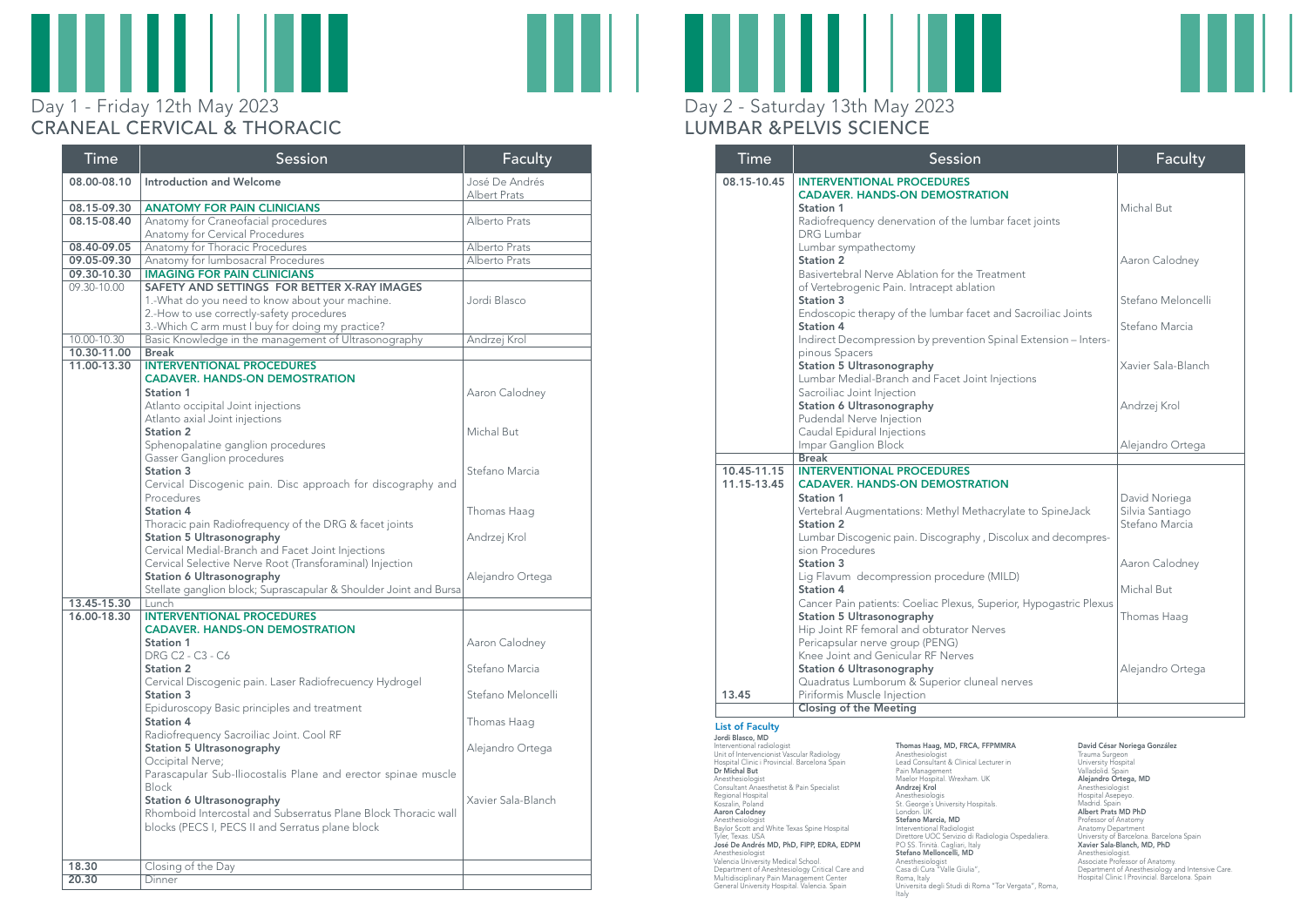## Day 1 - Friday 12th May 2023
## CRANEAL CERVICAL & THORACIC

| Time | Session | Faculty |
|---|---|---|
| 08.00-08.10 | **Introduction and Welcome** | José De Andrés<br>Albert Prats |
| 08.15-09.30 | **ANATOMY FOR PAIN CLINICIANS** | |
| 08.15-08.40 | Anatomy for Craneofacial procedures<br>Anatomy for Cervical Procedures | Alberto Prats |
| 08.40-09.05 | Anatomy for Thoracic Procedures | Alberto Prats |
| 09.05-09.30 | Anatomy for lumbosacral Procedures | Alberto Prats |
| 09.30-10.30 | **IMAGING FOR PAIN CLINICIANS** | |
| 09.30-10.00 | **SAFETY AND SETTINGS FOR BETTER X-RAY IMAGES**<br>1.-What do you need to know about your machine.<br>2.-How to use correctly-safety procedures<br>3.-Which C arm must I buy for doing my practice? | Jordi Blasco |
| 10.00-10.30 | Basic Knowledge in the management of Ultrasonography | Andrzej Krol |
| 10.30-11.00 | **Break** | |
| 11.00-13.30 | **INTERVENTIONAL PROCEDURES**<br>**CADAVER. HANDS-ON DEMOSTRATION** | |
| | **Station 1**<br>Atlanto occipital Joint injections<br>Atlanto axial Joint injections | Aaron Calodney |
| | **Station 2**<br>Sphenopalatine ganglion procedures<br>Gasser Ganglion procedures | Michal But |
| | **Station 3**<br>Cervical Discogenic pain. Disc approach for discography and Procedures | Stefano Marcia |
| | **Station 4**<br>Thoracic pain Radiofrequency of the DRG & facet joints | Thomas Haag |
| | **Station 5 Ultrasonography**<br>Cervical Medial-Branch and Facet Joint Injections<br>Cervical Selective Nerve Root (Transforaminal) Injection | Andrzej Krol |
| | **Station 6 Ultrasonography**<br>Stellate ganglion block; Supracapular & Shoulder Joint and Bursa | Alejandro Ortega |
| 13.45-15.30 | Lunch | |
| 16.00-18.30 | **INTERVENTIONAL PROCEDURES**<br>**CADAVER. HANDS-ON DEMOSTRATION** | |
| | **Station 1**<br>DRG C2 - C3 - C6 | Aaron Calodney |
| | **Station 2**<br>Cervical Discogenic pain. Laser Radiofrecuency Hydrogel | Stefano Marcia |
| | **Station 3**<br>Epiduroscopy Basic principles and treatment | Stefano Meloncelli |
| | **Station 4**<br>Radiofrequency Sacroiliac Joint. Cool RF | Thomas Haag |
| | **Station 5 Ultrasonography**<br>Occipital Nerve;<br>Parascapular Sub-Iliocostalis Plane and erector spinae muscle Block | Alejandro Ortega |
| | **Station 6 Ultrasonography**<br>Rhomboid Intercostal and Subserratus Plane Block Thoracic wall blocks (PECS I, PECS II and Serratus plane block | Xavier Sala-Blanch |
| 18.30 | Closing of the Day | |
| 20.30 | Dinner | |

## Day 2 - Saturday 13th May 2023
## LUMBAR &PELVIS SCIENCE

| Time | Session | Faculty |
|---|---|---|
| 08.15-10.45 | **INTERVENTIONAL PROCEDURES**<br>**CADAVER. HANDS-ON DEMOSTRATION** | |
| | **Station 1**<br>Radiofrequency denervation of the lumbar facet joints<br>DRG Lumbar<br>Lumbar sympathectomy | Michal But |
| | **Station 2**<br>Basivertebral Nerve Ablation for the Treatment of Vertebrogenic Pain. Intracept ablation | Aaron Calodney |
| | **Station 3**<br>Endoscopic therapy of the lumbar facet and Sacroiliac Joints | Stefano Meloncelli |
| | **Station 4**<br>Indirect Decompression by prevention Spinal Extension – Interspinous Spacers | Stefano Marcia |
| | **Station 5 Ultrasonography**<br>Lumbar Medial-Branch and Facet Joint Injections<br>Sacroiliac Joint Injection | Xavier Sala-Blanch |
| | **Station 6 Ultrasonography**<br>Pudendal Nerve Injection<br>Caudal Epidural Injections<br>Impar Ganglion Block | Andrzej Krol<br><br><br>Alejandro Ortega |
| | **Break** | |
| 10.45-11.15<br>11.15-13.45 | **INTERVENTIONAL PROCEDURES**<br>**CADAVER. HANDS-ON DEMOSTRATION** | |
| | **Station 1**<br>Vertebral Augmentations: Methyl Methacrylate to SpineJack | David Noriega<br>Silvia Santiago |
| | **Station 2**<br>Lumbar Discogenic pain. Discography , Discolux and decompression Procedures | Stefano Marcia |
| | **Station 3**<br>Lig Flavum decompression procedure (MILD) | Aaron Calodney |
| | **Station 4**<br>Cancer Pain patients: Coeliac Plexus, Superior, Hypogastric Plexus | Michal But |
| | **Station 5 Ultrasonography**<br>Hip Joint RF femoral and obturator Nerves<br>Pericapsular nerve group (PENG)<br>Knee Joint and Genicular RF Nerves | Thomas Haag |
| | **Station 6 Ultrasonography**<br>Quadratus Lumborum & Superior cluneal nerves | Alejandro Ortega |
| 13.45 | Piriformis Muscle Injection | |
| | **Closing of the Meeting** | |

### List of Faculty

**Jordi Blasco, MD**
Interventional radiologist
Unit of Intervencionist Vascular Radiology
Hospital Clinic i Provincial. Barcelona Spain

**Dr Michal But**
Anesthesiologist
Consultant Anaesthetist & Pain Specialist
Regional Hospital
Koszalin, Poland

**Aaron Calodney**
Anesthesiologist
Baylor Scott and White Texas Spine Hospital
Tyler, Texas. USA

**José De Andrés MD, PhD, FIPP, EDRA, EDPM**
Anesthesiologist
Valencia University Medical School.
Department of Aneshtesiology Critical Care and Multidisciplinary Pain Management Center
General University Hospital. Valencia. Spain

**Thomas Haag, MD, FRCA, FFPMMRA**
Anesthesiologist
Lead Consultant & Clinical Lecturer in Pain Management
Maelor Hospital. Wrexham. UK

**Andrzej Krol**
Anesthesiologist
St. George's University Hospitals.
London. UK

**Stefano Marcia, MD**
Interventional Radiologist
Direttore UOC Servizio di Radiologia Ospedaliera.
PO SS. Trinità. Cagliari, Italy

**Stefano Melloncelli, MD**
Anesthesiologist
Casa di Cura "Valle Giulia",
Roma, Italy
Università degli Studi di Roma "Tor Vergata", Roma, Italy

**David César Noriega González**
Trauma Surgeon
University Hospital
Valladolid. Spain

**Alejandro Ortega, MD**
Anesthesiologist
Hospital Asepeyo.
Madrid. Spain

**Albert Prats MD PhD**
Professor of Anatomy
Anatomy Department
University of Barcelona. Barcelona Spain

**Xavier Sala-Blanch, MD, PhD**
Anesthesiologist.
Associate Professor of Anatomy
Department of Anesthesiology and Intensive Care.
Hospital Clinic I Provincial. Barcelona. Spain